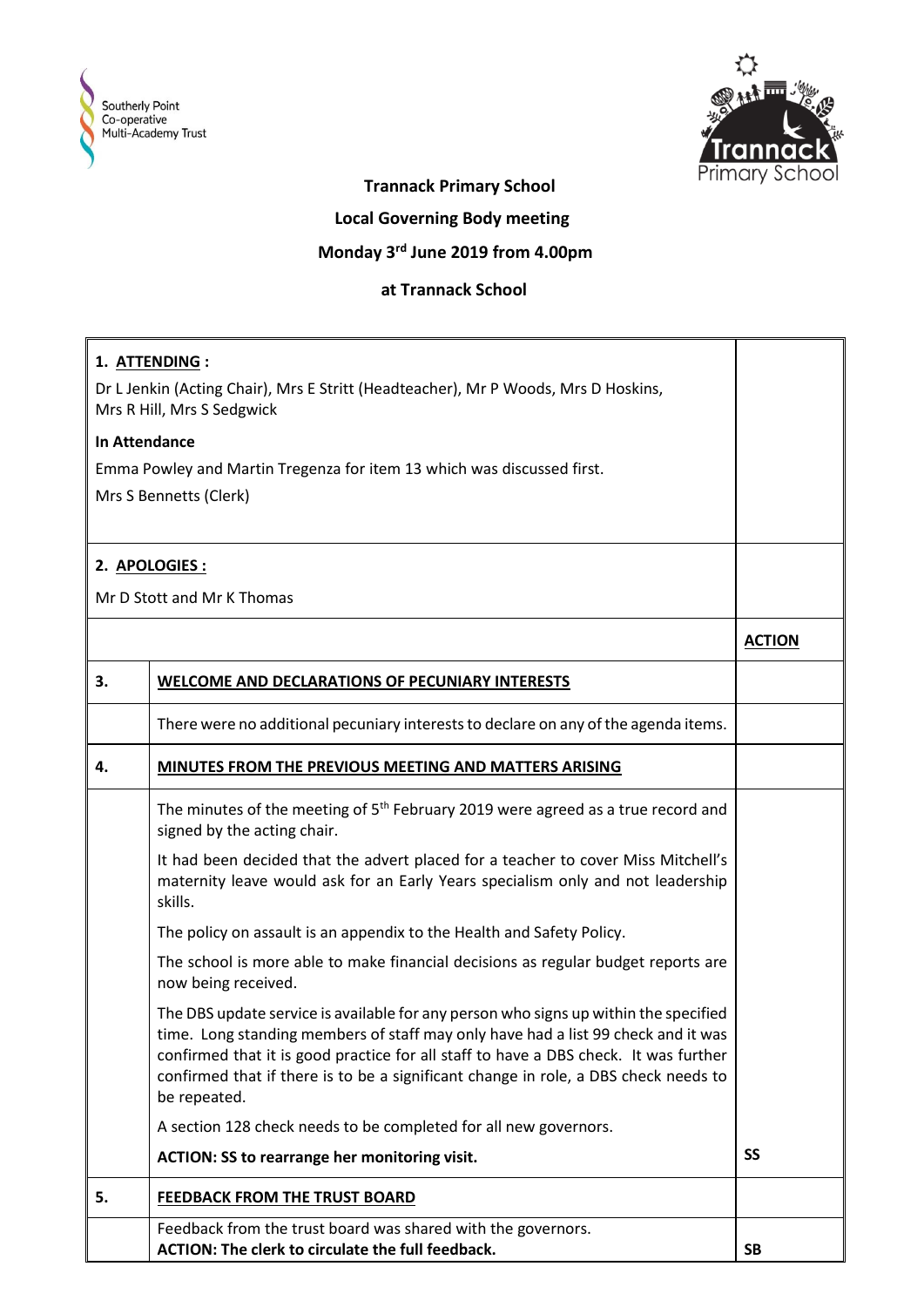**Trannack Primary School**

**Local Governing Body meeting**

**Monday 3rd June 2019 from 4.00pm**

**at Trannack School**

**1. ATTENDING :**

Dr L Jenkin (Acting Chair), Mrs E Stritt (Headteacher), Mr P Woods, Mrs D Hoskins, Mrs R Hill, Mrs S Sedgwick

**In Attendance**

Emma Powley and Martin Tregenza for item 13 which was discussed first.

Mrs S Bennetts (Clerk)

**2. APOLOGIES :**

Mr D Stott and Mr K Thomas

| | | **ACTION** |
|---|---|---|
| **3.** | **WELCOME AND DECLARATIONS OF PECUNIARY INTERESTS** | |
| | There were no additional pecuniary interests to declare on any of the agenda items. | |
| **4.** | **MINUTES FROM THE PREVIOUS MEETING AND MATTERS ARISING** | |
| | The minutes of the meeting of 5th February 2019 were agreed as a true record and signed by the acting chair.<br><br>It had been decided that the advert placed for a teacher to cover Miss Mitchell's maternity leave would ask for an Early Years specialism only and not leadership skills.<br><br>The policy on assault is an appendix to the Health and Safety Policy.<br><br>The school is more able to make financial decisions as regular budget reports are now being received.<br><br>The DBS update service is available for any person who signs up within the specified time. Long standing members of staff may only have had a list 99 check and it was confirmed that it is good practice for all staff to have a DBS check. It was further confirmed that if there is to be a significant change in role, a DBS check needs to be repeated.<br><br>A section 128 check needs to be completed for all new governors.<br><br>**ACTION: SS to rearrange her monitoring visit.** | **SS** |
| **5.** | **FEEDBACK FROM THE TRUST BOARD** | |
| | Feedback from the trust board was shared with the governors.<br>**ACTION: The clerk to circulate the full feedback.** | **SB** |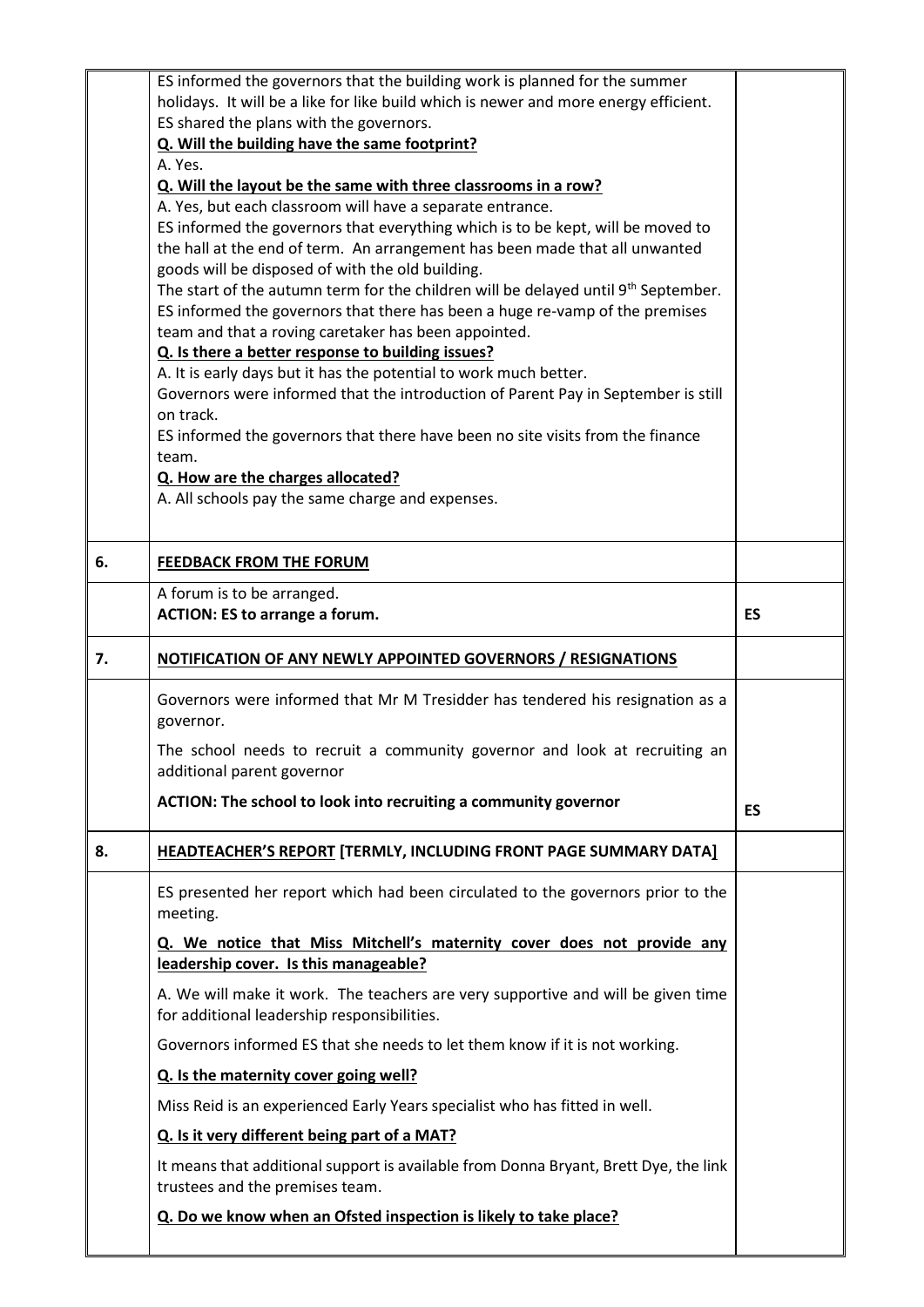| | | |
|---|---|---|
| | ES informed the governors that the building work is planned for the summer holidays. It will be a like for like build which is newer and more energy efficient. ES shared the plans with the governors.<br>**Q. Will the building have the same footprint?**<br>A. Yes.<br>**Q. Will the layout be the same with three classrooms in a row?**<br>A. Yes, but each classroom will have a separate entrance.<br>ES informed the governors that everything which is to be kept, will be moved to the hall at the end of term. An arrangement has been made that all unwanted goods will be disposed of with the old building.<br>The start of the autumn term for the children will be delayed until 9th September.<br>ES informed the governors that there has been a huge re-vamp of the premises team and that a roving caretaker has been appointed.<br>**Q. Is there a better response to building issues?**<br>A. It is early days but it has the potential to work much better.<br>Governors were informed that the introduction of Parent Pay in September is still on track.<br>ES informed the governors that there have been no site visits from the finance team.<br>**Q. How are the charges allocated?**<br>A. All schools pay the same charge and expenses. | |
| **6.** | **FEEDBACK FROM THE FORUM** | |
| | A forum is to be arranged.<br>**ACTION: ES to arrange a forum.** | **ES** |
| **7.** | **NOTIFICATION OF ANY NEWLY APPOINTED GOVERNORS / RESIGNATIONS** | |
| | Governors were informed that Mr M Tresidder has tendered his resignation as a governor.<br>The school needs to recruit a community governor and look at recruiting an additional parent governor<br>**ACTION: The school to look into recruiting a community governor** | **ES** |
| **8.** | **HEADTEACHER'S REPORT [TERMLY, INCLUDING FRONT PAGE SUMMARY DATA]** | |
| | ES presented her report which had been circulated to the governors prior to the meeting.<br>**Q. We notice that Miss Mitchell's maternity cover does not provide any leadership cover. Is this manageable?**<br>A. We will make it work. The teachers are very supportive and will be given time for additional leadership responsibilities.<br>Governors informed ES that she needs to let them know if it is not working.<br>**Q. Is the maternity cover going well?**<br>Miss Reid is an experienced Early Years specialist who has fitted in well.<br>**Q. Is it very different being part of a MAT?**<br>It means that additional support is available from Donna Bryant, Brett Dye, the link trustees and the premises team.<br>**Q. Do we know when an Ofsted inspection is likely to take place?** | |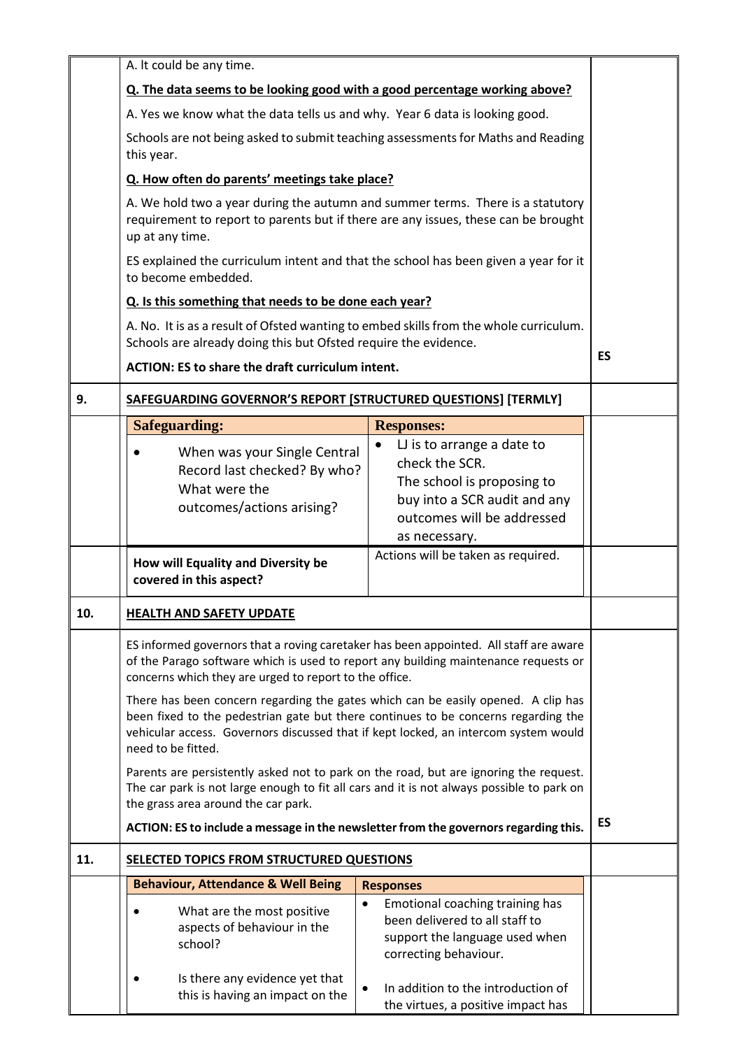| | | |
|---|---|---|
| | A. It could be any time.<br><br>**Q. The data seems to be looking good with a good percentage working above?**<br><br>A. Yes we know what the data tells us and why. Year 6 data is looking good.<br><br>Schools are not being asked to submit teaching assessments for Maths and Reading this year.<br><br>**Q. How often do parents' meetings take place?**<br><br>A. We hold two a year during the autumn and summer terms. There is a statutory requirement to report to parents but if there are any issues, these can be brought up at any time.<br><br>ES explained the curriculum intent and that the school has been given a year for it to become embedded.<br><br>**Q. Is this something that needs to be done each year?**<br><br>A. No. It is as a result of Ofsted wanting to embed skills from the whole curriculum. Schools are already doing this but Ofsted require the evidence.<br><br>**ACTION: ES to share the draft curriculum intent.** | **ES** |
| **9.** | **SAFEGUARDING GOVERNOR'S REPORT [STRUCTURED QUESTIONS] [TERMLY]** | |
| | *(see table below)* | |
| **10.** | **HEALTH AND SAFETY UPDATE** | |
| | ES informed governors that a roving caretaker has been appointed. All staff are aware of the Parago software which is used to report any building maintenance requests or concerns which they are urged to report to the office.<br><br>There has been concern regarding the gates which can be easily opened. A clip has been fixed to the pedestrian gate but there continues to be concerns regarding the vehicular access. Governors discussed that if kept locked, an intercom system would need to be fitted.<br><br>Parents are persistently asked not to park on the road, but are ignoring the request. The car park is not large enough to fit all cars and it is not always possible to park on the grass area around the car park.<br><br>**ACTION: ES to include a message in the newsletter from the governors regarding this.** | **ES** |
| **11.** | **SELECTED TOPICS FROM STRUCTURED QUESTIONS** | |

**Item 9 – Safeguarding**

| Safeguarding: | Responses: |
|---|---|
| • When was your Single Central Record last checked? By who? What were the outcomes/actions arising? | • LJ is to arrange a date to check the SCR. The school is proposing to buy into a SCR audit and any outcomes will be addressed as necessary. |
| **How will Equality and Diversity be covered in this aspect?** | Actions will be taken as required. |

**Item 11 – Selected Topics from Structured Questions**

| Behaviour, Attendance & Well Being | Responses |
|---|---|
| • What are the most positive aspects of behaviour in the school?<br><br>• Is there any evidence yet that this is having an impact on the | • Emotional coaching training has been delivered to all staff to support the language used when correcting behaviour.<br><br>• In addition to the introduction of the virtues, a positive impact has |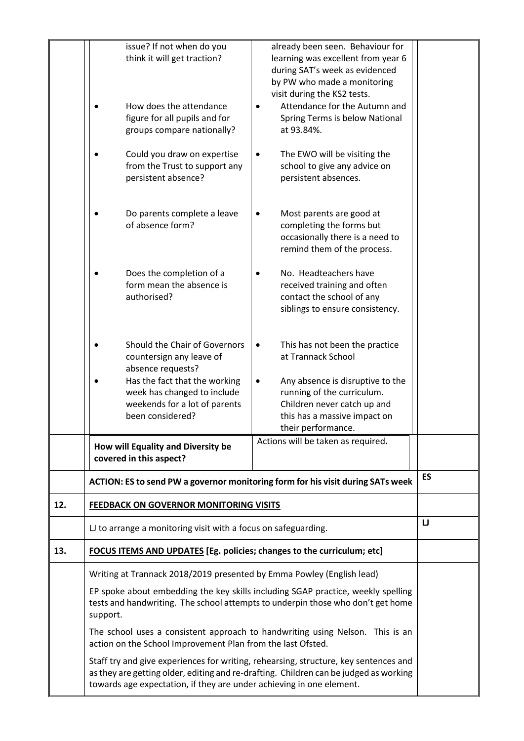| | | | |
|---|---|---|---|
| | issue? If not when do you think it will get traction? | already been seen. Behaviour for learning was excellent from year 6 during SAT's week as evidenced by PW who made a monitoring visit during the KS2 tests. | |
| | • How does the attendance figure for all pupils and for groups compare nationally? | • Attendance for the Autumn and Spring Terms is below National at 93.84%. | |
| | • Could you draw on expertise from the Trust to support any persistent absence? | • The EWO will be visiting the school to give any advice on persistent absences. | |
| | • Do parents complete a leave of absence form? | • Most parents are good at completing the forms but occasionally there is a need to remind them of the process. | |
| | • Does the completion of a form mean the absence is authorised? | • No. Headteachers have received training and often contact the school of any siblings to ensure consistency. | |
| | • Should the Chair of Governors countersign any leave of absence requests? | • This has not been the practice at Trannack School | |
| | • Has the fact that the working week has changed to include weekends for a lot of parents been considered? | • Any absence is disruptive to the running of the curriculum. Children never catch up and this has a massive impact on their performance. | |
| | **How will Equality and Diversity be covered in this aspect?** | Actions will be taken as required**.** | |
| | **ACTION: ES to send PW a governor monitoring form for his visit during SATs week** | | **ES** |
| **12.** | **FEEDBACK ON GOVERNOR MONITORING VISITS** | | |
| | LJ to arrange a monitoring visit with a focus on safeguarding. | | **LJ** |
| **13.** | **FOCUS ITEMS AND UPDATES [Eg. policies; changes to the curriculum; etc]** | | |
| | Writing at Trannack 2018/2019 presented by Emma Powley (English lead)<br><br>EP spoke about embedding the key skills including SGAP practice, weekly spelling tests and handwriting. The school attempts to underpin those who don't get home support.<br><br>The school uses a consistent approach to handwriting using Nelson. This is an action on the School Improvement Plan from the last Ofsted.<br><br>Staff try and give experiences for writing, rehearsing, structure, key sentences and as they are getting older, editing and re-drafting. Children can be judged as working towards age expectation, if they are under achieving in one element. | | |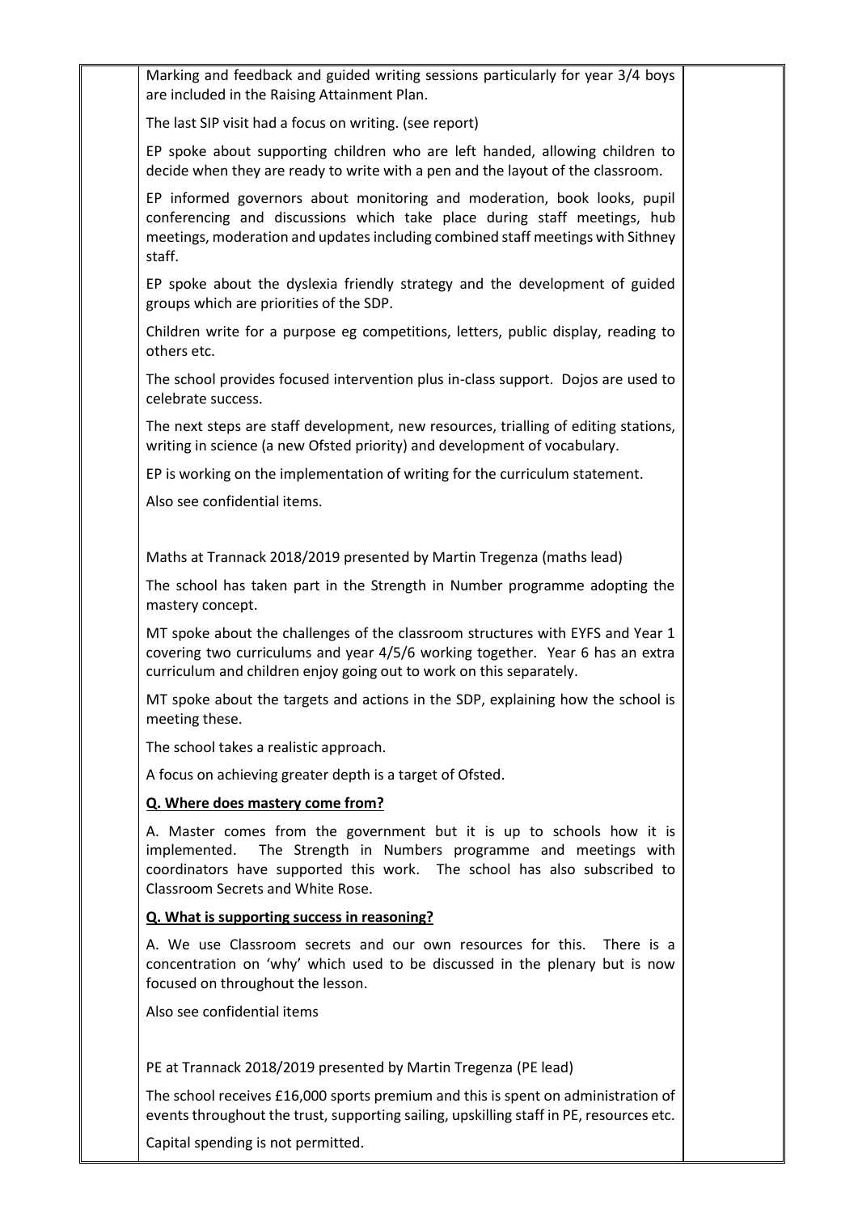Marking and feedback and guided writing sessions particularly for year 3/4 boys are included in the Raising Attainment Plan.

The last SIP visit had a focus on writing. (see report)

EP spoke about supporting children who are left handed, allowing children to decide when they are ready to write with a pen and the layout of the classroom.

EP informed governors about monitoring and moderation, book looks, pupil conferencing and discussions which take place during staff meetings, hub meetings, moderation and updates including combined staff meetings with Sithney staff.

EP spoke about the dyslexia friendly strategy and the development of guided groups which are priorities of the SDP.

Children write for a purpose eg competitions, letters, public display, reading to others etc.

The school provides focused intervention plus in-class support. Dojos are used to celebrate success.

The next steps are staff development, new resources, trialling of editing stations, writing in science (a new Ofsted priority) and development of vocabulary.

EP is working on the implementation of writing for the curriculum statement.

Also see confidential items.

Maths at Trannack 2018/2019 presented by Martin Tregenza (maths lead)

The school has taken part in the Strength in Number programme adopting the mastery concept.

MT spoke about the challenges of the classroom structures with EYFS and Year 1 covering two curriculums and year 4/5/6 working together. Year 6 has an extra curriculum and children enjoy going out to work on this separately.

MT spoke about the targets and actions in the SDP, explaining how the school is meeting these.

The school takes a realistic approach.

A focus on achieving greater depth is a target of Ofsted.

**Q. Where does mastery come from?**

A. Master comes from the government but it is up to schools how it is implemented. The Strength in Numbers programme and meetings with coordinators have supported this work. The school has also subscribed to Classroom Secrets and White Rose.

**Q. What is supporting success in reasoning?**

A. We use Classroom secrets and our own resources for this. There is a concentration on 'why' which used to be discussed in the plenary but is now focused on throughout the lesson.

Also see confidential items

PE at Trannack 2018/2019 presented by Martin Tregenza (PE lead)

The school receives £16,000 sports premium and this is spent on administration of events throughout the trust, supporting sailing, upskilling staff in PE, resources etc.

Capital spending is not permitted.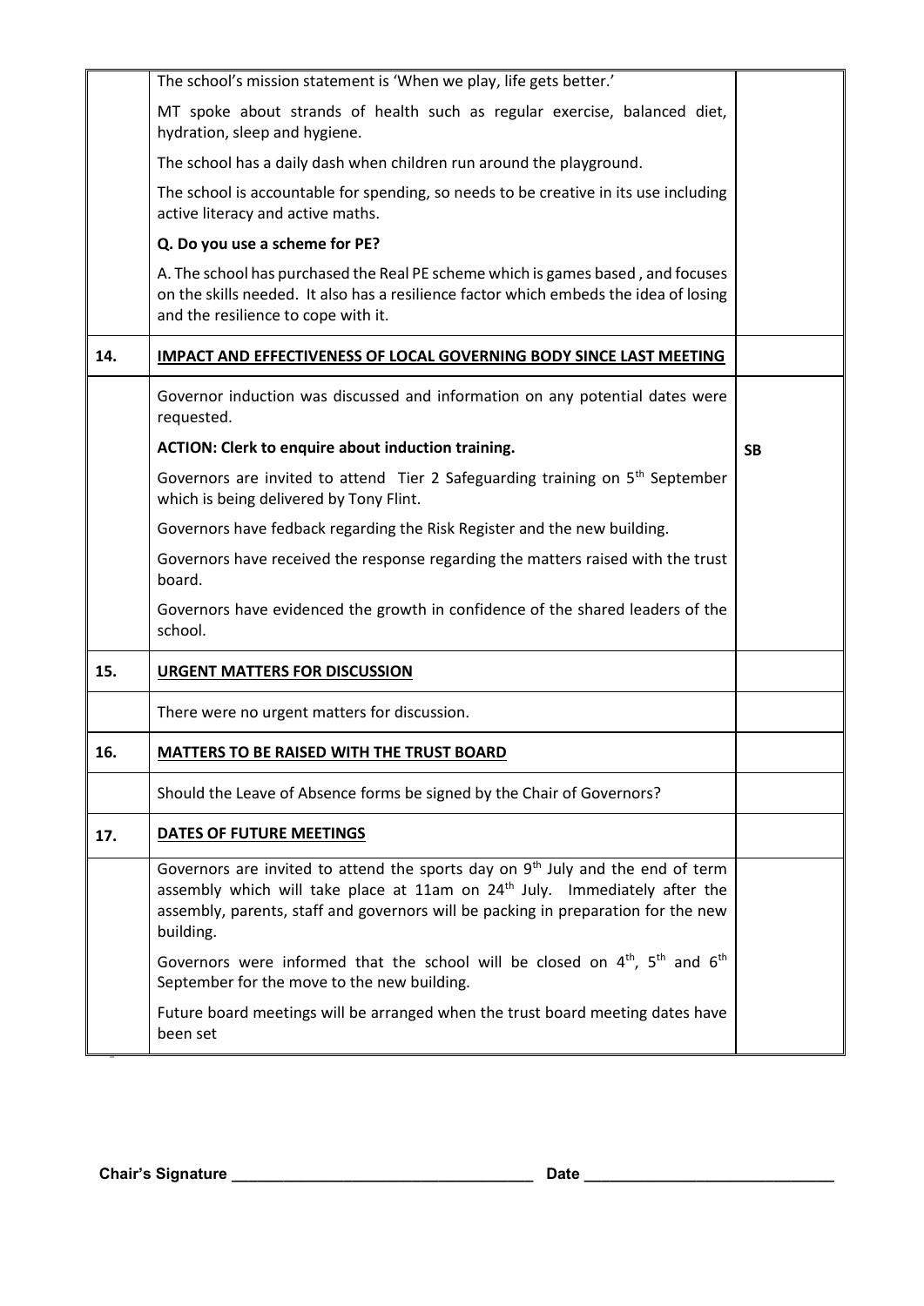| | | |
|---|---|---|
| | The school's mission statement is 'When we play, life gets better.'<br><br>MT spoke about strands of health such as regular exercise, balanced diet, hydration, sleep and hygiene.<br><br>The school has a daily dash when children run around the playground.<br><br>The school is accountable for spending, so needs to be creative in its use including active literacy and active maths.<br><br>**Q. Do you use a scheme for PE?**<br><br>A. The school has purchased the Real PE scheme which is games based , and focuses on the skills needed. It also has a resilience factor which embeds the idea of losing and the resilience to cope with it. | |
| **14.** | **IMPACT AND EFFECTIVENESS OF LOCAL GOVERNING BODY SINCE LAST MEETING** | |
| | Governor induction was discussed and information on any potential dates were requested.<br><br>**ACTION: Clerk to enquire about induction training.**<br><br>Governors are invited to attend Tier 2 Safeguarding training on 5th September which is being delivered by Tony Flint.<br><br>Governors have fedback regarding the Risk Register and the new building.<br><br>Governors have received the response regarding the matters raised with the trust board.<br><br>Governors have evidenced the growth in confidence of the shared leaders of the school. | **SB** |
| **15.** | **URGENT MATTERS FOR DISCUSSION** | |
| | There were no urgent matters for discussion. | |
| **16.** | **MATTERS TO BE RAISED WITH THE TRUST BOARD** | |
| | Should the Leave of Absence forms be signed by the Chair of Governors? | |
| **17.** | **DATES OF FUTURE MEETINGS** | |
| | Governors are invited to attend the sports day on 9th July and the end of term assembly which will take place at 11am on 24th July. Immediately after the assembly, parents, staff and governors will be packing in preparation for the new building.<br><br>Governors were informed that the school will be closed on 4th, 5th and 6th September for the move to the new building.<br><br>Future board meetings will be arranged when the trust board meeting dates have been set | |

**Chair's Signature** \_\_\_\_\_\_\_\_\_\_\_\_\_\_\_\_\_\_\_\_\_\_\_\_\_\_\_\_\_\_\_\_\_\_ **Date** \_\_\_\_\_\_\_\_\_\_\_\_\_\_\_\_\_\_\_\_\_\_\_\_\_\_\_\_